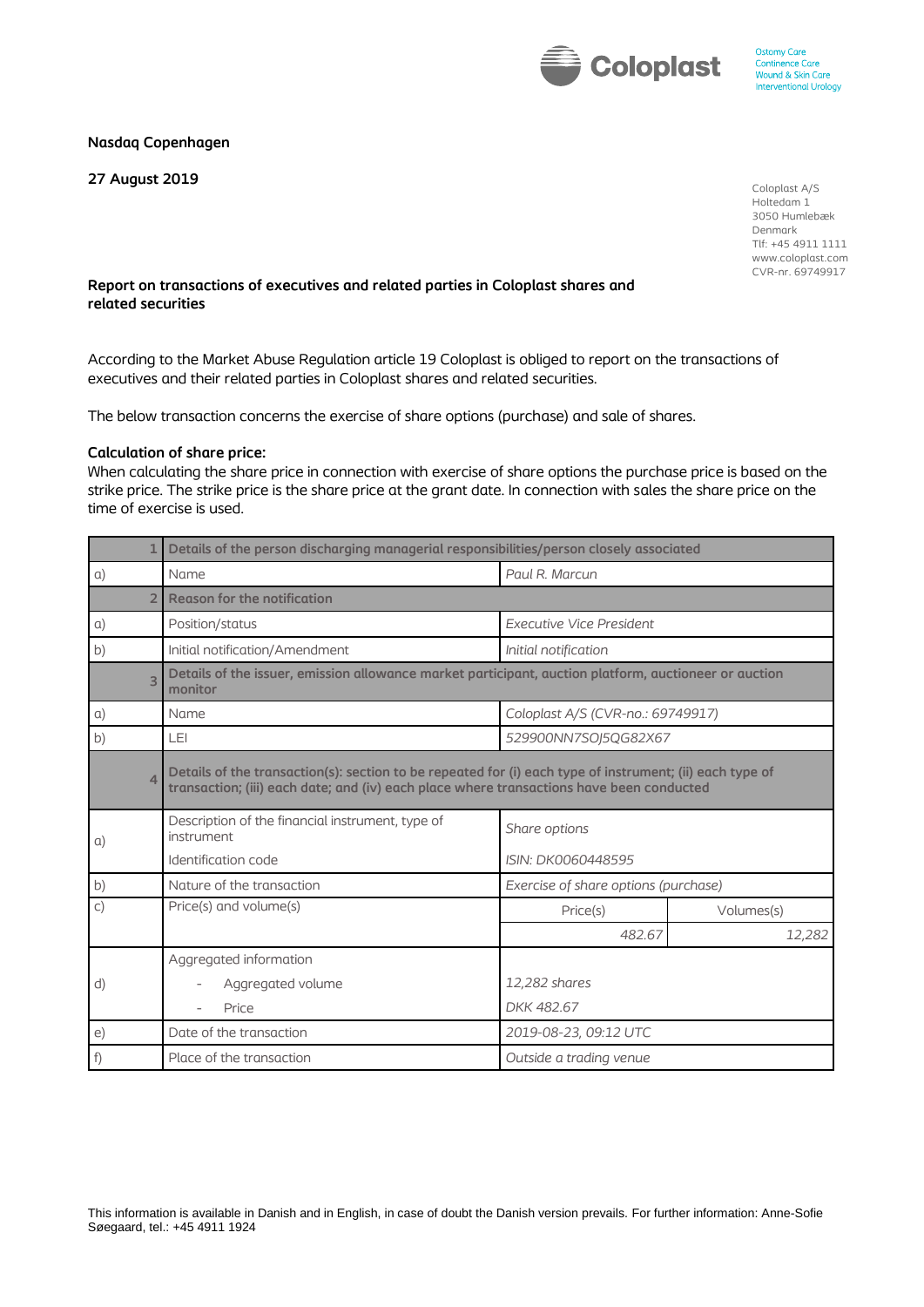Nasdaq Copenhagen

**27 August 2019**

Coloplast A/S
Holtedam 1
3050 Humlebæk
Denmark
Tlf: +45 4911 1111
www.coloplast.com
CVR-nr. 69749917

**Report on transactions of executives and related parties in Coloplast shares and related securities**

According to the Market Abuse Regulation article 19 Coloplast is obliged to report on the transactions of executives and their related parties in Coloplast shares and related securities.

The below transaction concerns the exercise of share options (purchase) and sale of shares.

**Calculation of share price:**
When calculating the share price in connection with exercise of share options the purchase price is based on the strike price. The strike price is the share price at the grant date. In connection with sales the share price on the time of exercise is used.

| 1 | **Details of the person discharging managerial responsibilities/person closely associated** | | |
|---|---|---|---|
| a) | Name | *Paul R. Marcun* | |
| 2 | **Reason for the notification** | | |
| a) | Position/status | *Executive Vice President* | |
| b) | Initial notification/Amendment | *Initial notification* | |
| 3 | **Details of the issuer, emission allowance market participant, auction platform, auctioneer or auction monitor** | | |
| a) | Name | *Coloplast A/S (CVR-no.: 69749917)* | |
| b) | LEI | *529900NN7SOJ5QG82X67* | |
| 4 | **Details of the transaction(s): section to be repeated for (i) each type of instrument; (ii) each type of transaction; (iii) each date; and (iv) each place where transactions have been conducted** | | |
| a) | Description of the financial instrument, type of instrument<br>Identification code | *Share options*<br>*ISIN: DK0060448595* | |
| b) | Nature of the transaction | *Exercise of share options (purchase)* | |
| c) | Price(s) and volume(s) | Price(s) | Volumes(s) |
| | | *482.67* | *12,282* |
| d) | Aggregated information<br>- Aggregated volume<br>- Price | *12,282 shares*<br>*DKK 482.67* | |
| e) | Date of the transaction | *2019-08-23, 09:12 UTC* | |
| f) | Place of the transaction | *Outside a trading venue* | |

This information is available in Danish and in English, in case of doubt the Danish version prevails. For further information: Anne-Sofie Søegaard, tel.: +45 4911 1924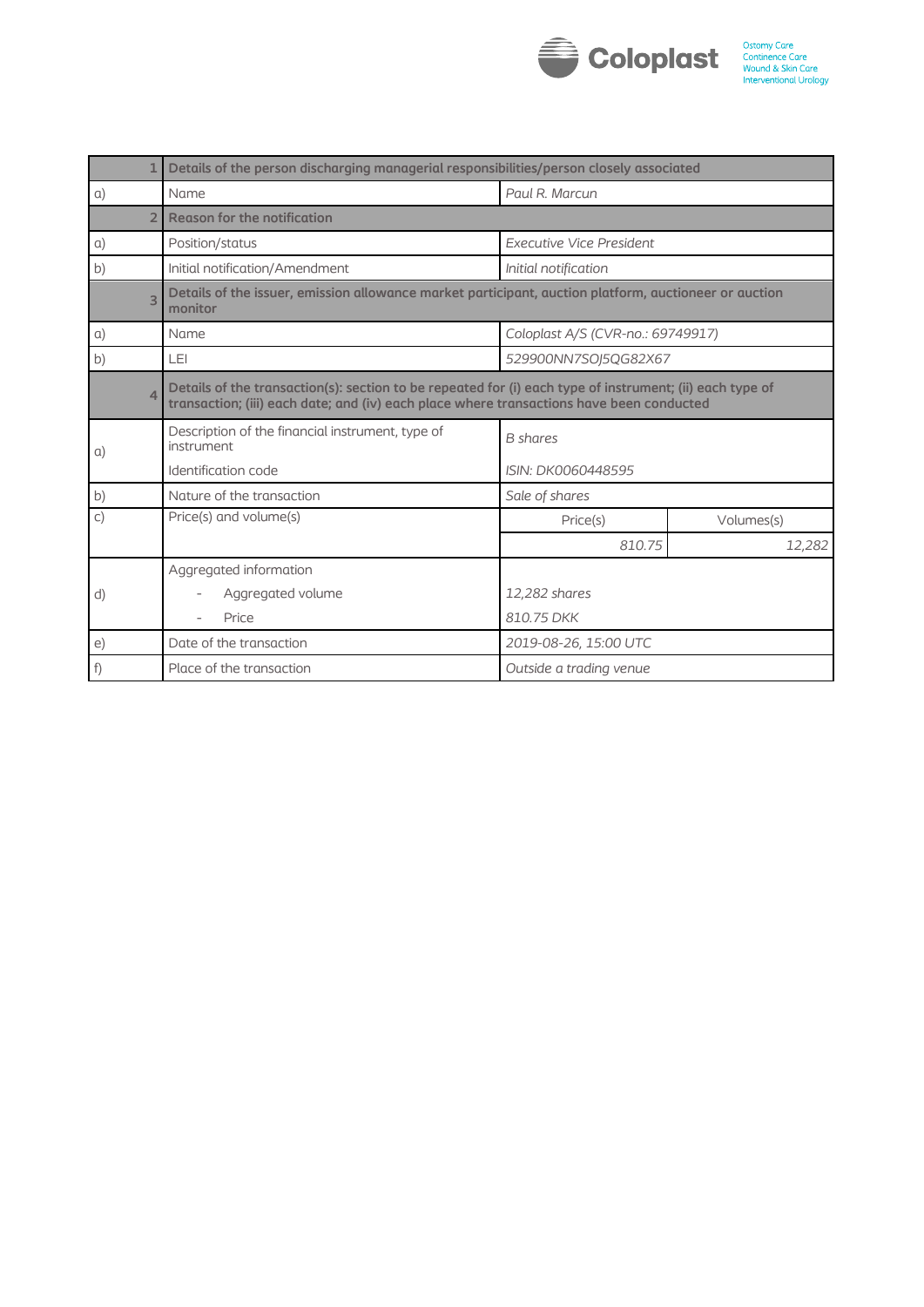| | | | |
|---|---|---|---|
| 1 | **Details of the person discharging managerial responsibilities/person closely associated** | | |
| a) | Name | *Paul R. Marcun* | |
| 2 | **Reason for the notification** | | |
| a) | Position/status | *Executive Vice President* | |
| b) | Initial notification/Amendment | *Initial notification* | |
| 3 | **Details of the issuer, emission allowance market participant, auction platform, auctioneer or auction monitor** | | |
| a) | Name | *Coloplast A/S (CVR-no.: 69749917)* | |
| b) | LEI | *529900NN7SOJ5QG82X67* | |
| 4 | **Details of the transaction(s): section to be repeated for (i) each type of instrument; (ii) each type of transaction; (iii) each date; and (iv) each place where transactions have been conducted** | | |
| a) | Description of the financial instrument, type of instrument<br><br>Identification code | *B shares*<br><br>*ISIN: DK0060448595* | |
| b) | Nature of the transaction | *Sale of shares* | |
| c) | Price(s) and volume(s) | Price(s) | Volumes(s) |
| | | *810.75* | *12,282* |
| d) | Aggregated information<br>- Aggregated volume<br>- Price | <br>*12,282 shares*<br>*810.75 DKK* | |
| e) | Date of the transaction | *2019-08-26, 15:00 UTC* | |
| f) | Place of the transaction | *Outside a trading venue* | |